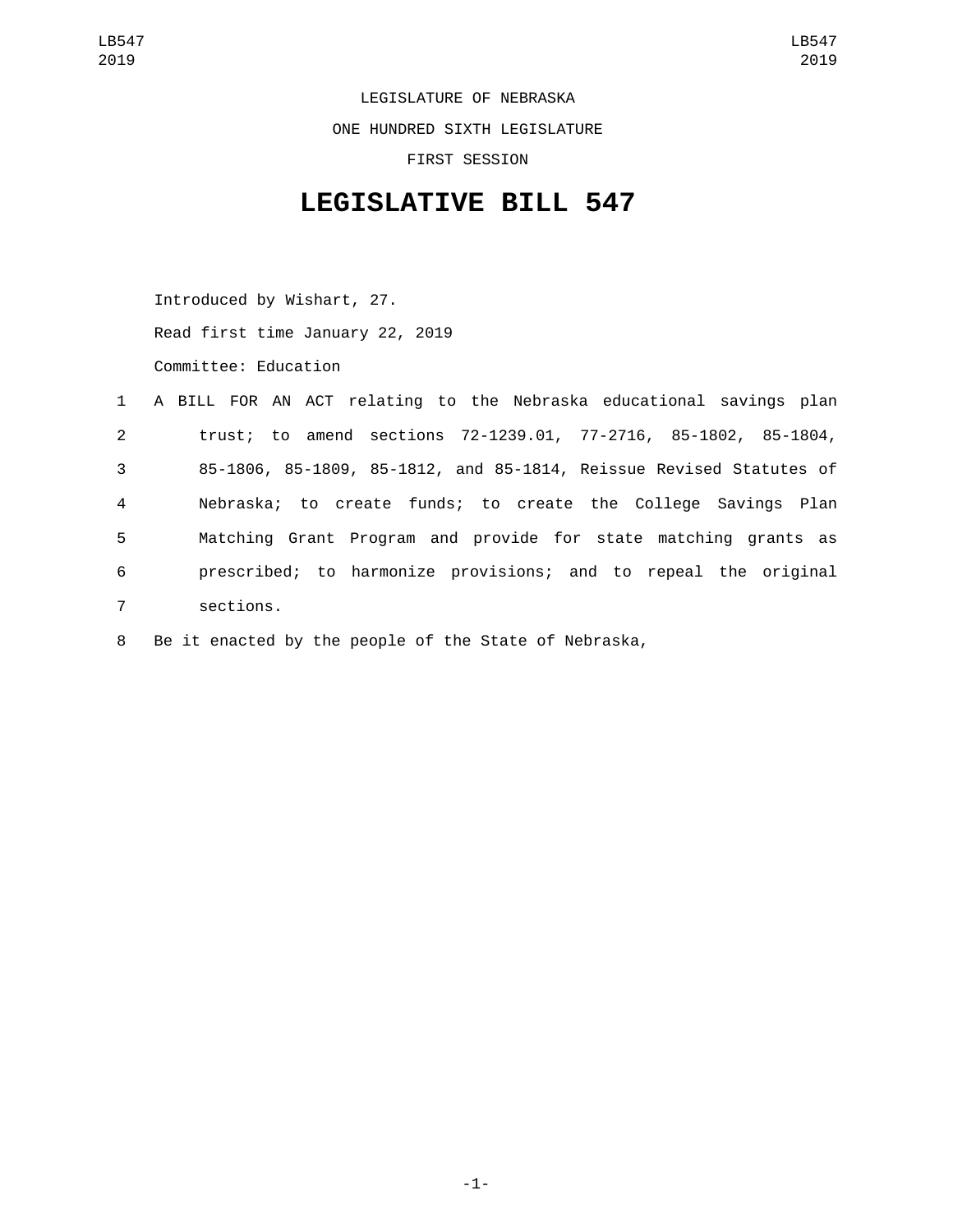LEGISLATURE OF NEBRASKA

ONE HUNDRED SIXTH LEGISLATURE

FIRST SESSION

# LEGISLATIVE BILL 547

Introduced by Wishart, 27.

Read first time January 22, 2019

Committee: Education

1 A BILL FOR AN ACT relating to the Nebraska educational savings plan
2 trust; to amend sections 72-1239.01, 77-2716, 85-1802, 85-1804,
3 85-1806, 85-1809, 85-1812, and 85-1814, Reissue Revised Statutes of
4 Nebraska; to create funds; to create the College Savings Plan
5 Matching Grant Program and provide for state matching grants as
6 prescribed; to harmonize provisions; and to repeal the original
7 sections.

8 Be it enacted by the people of the State of Nebraska,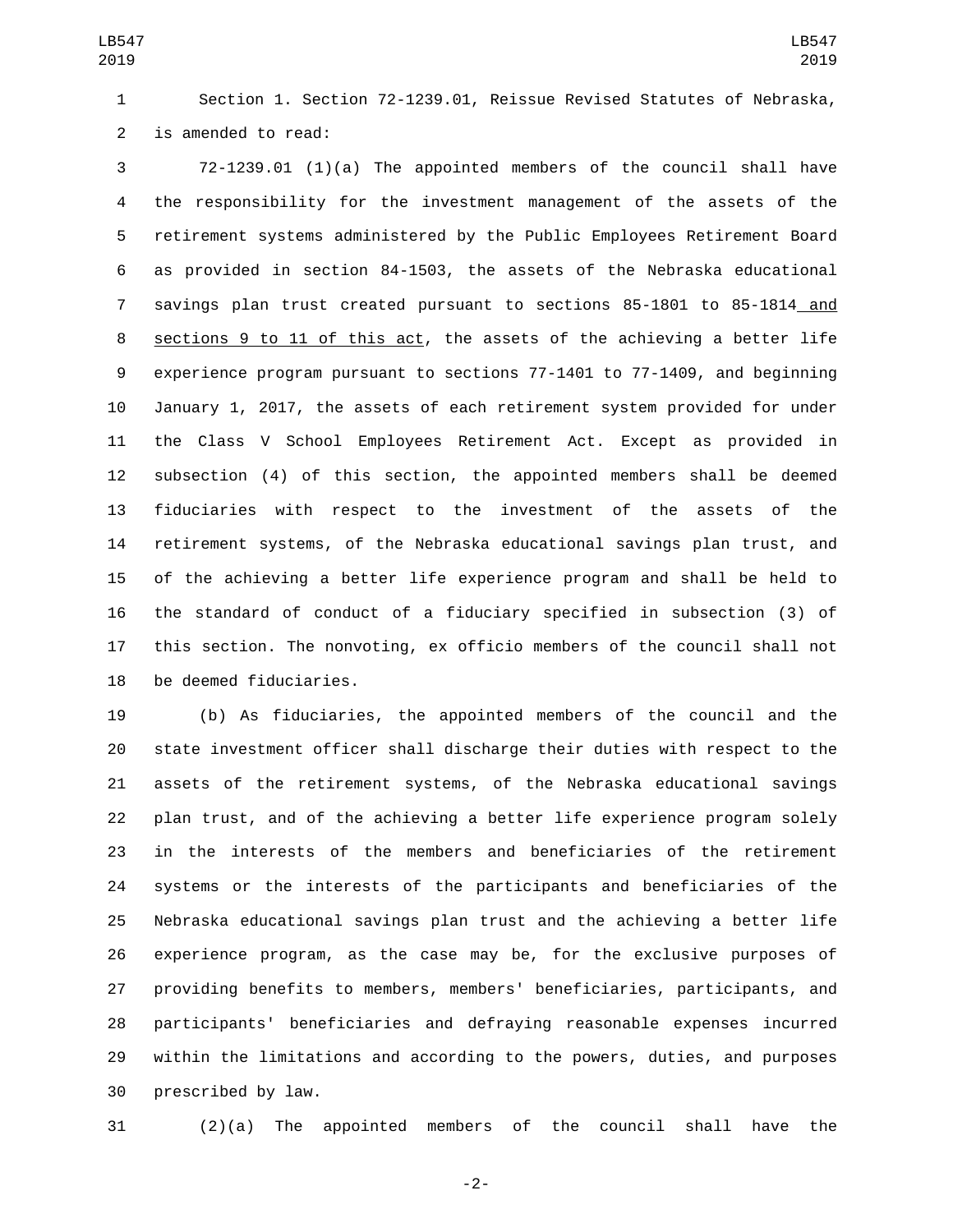Section 1. Section 72-1239.01, Reissue Revised Statutes of Nebraska, is amended to read:

72-1239.01 (1)(a) The appointed members of the council shall have the responsibility for the investment management of the assets of the retirement systems administered by the Public Employees Retirement Board as provided in section 84-1503, the assets of the Nebraska educational savings plan trust created pursuant to sections 85-1801 to 85-1814 <u>and sections 9 to 11 of this act</u>, the assets of the achieving a better life experience program pursuant to sections 77-1401 to 77-1409, and beginning January 1, 2017, the assets of each retirement system provided for under the Class V School Employees Retirement Act. Except as provided in subsection (4) of this section, the appointed members shall be deemed fiduciaries with respect to the investment of the assets of the retirement systems, of the Nebraska educational savings plan trust, and of the achieving a better life experience program and shall be held to the standard of conduct of a fiduciary specified in subsection (3) of this section. The nonvoting, ex officio members of the council shall not be deemed fiduciaries.

(b) As fiduciaries, the appointed members of the council and the state investment officer shall discharge their duties with respect to the assets of the retirement systems, of the Nebraska educational savings plan trust, and of the achieving a better life experience program solely in the interests of the members and beneficiaries of the retirement systems or the interests of the participants and beneficiaries of the Nebraska educational savings plan trust and the achieving a better life experience program, as the case may be, for the exclusive purposes of providing benefits to members, members' beneficiaries, participants, and participants' beneficiaries and defraying reasonable expenses incurred within the limitations and according to the powers, duties, and purposes prescribed by law.

(2)(a) The appointed members of the council shall have the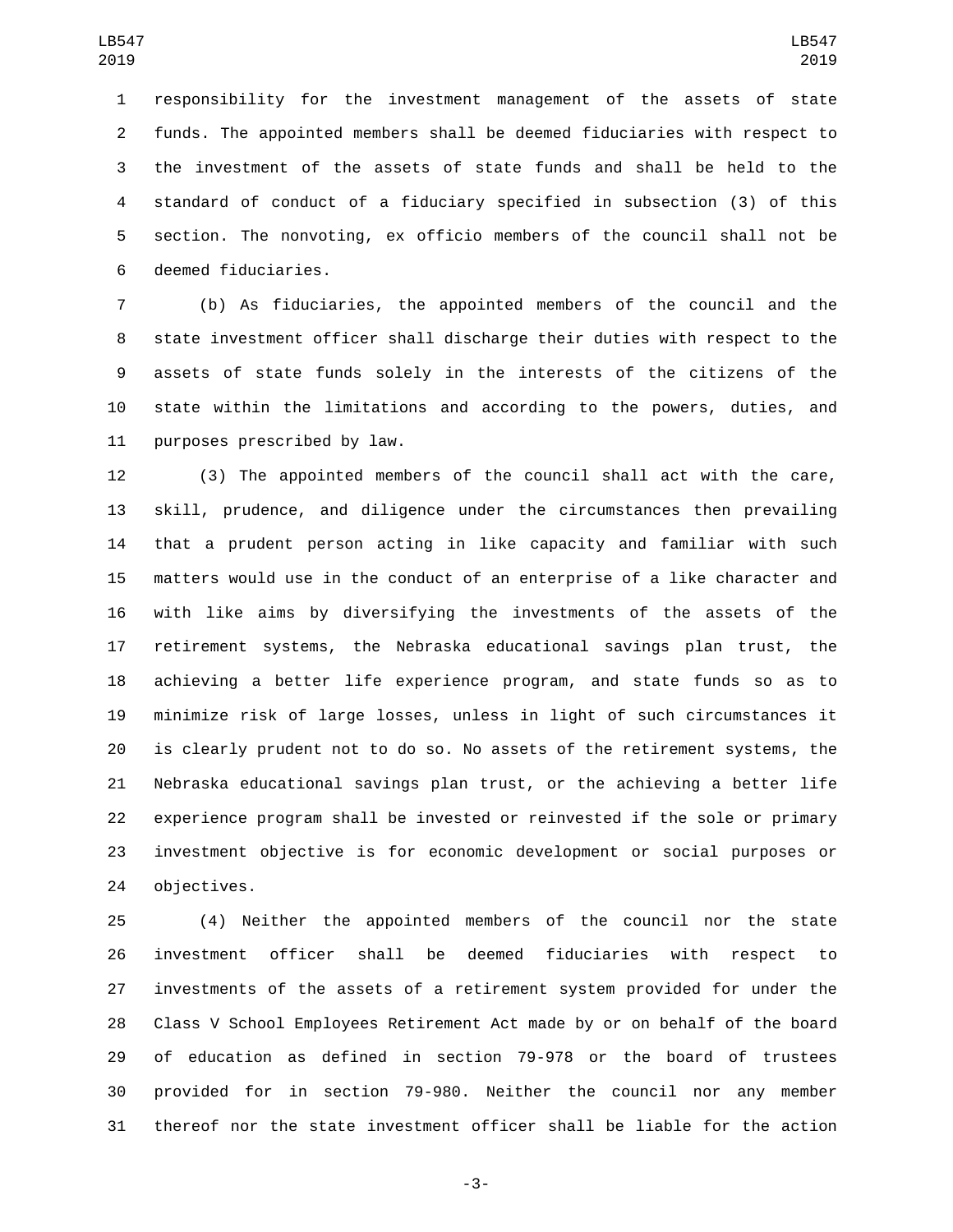responsibility for the investment management of the assets of state funds. The appointed members shall be deemed fiduciaries with respect to the investment of the assets of state funds and shall be held to the standard of conduct of a fiduciary specified in subsection (3) of this section. The nonvoting, ex officio members of the council shall not be deemed fiduciaries.

(b) As fiduciaries, the appointed members of the council and the state investment officer shall discharge their duties with respect to the assets of state funds solely in the interests of the citizens of the state within the limitations and according to the powers, duties, and purposes prescribed by law.

(3) The appointed members of the council shall act with the care, skill, prudence, and diligence under the circumstances then prevailing that a prudent person acting in like capacity and familiar with such matters would use in the conduct of an enterprise of a like character and with like aims by diversifying the investments of the assets of the retirement systems, the Nebraska educational savings plan trust, the achieving a better life experience program, and state funds so as to minimize risk of large losses, unless in light of such circumstances it is clearly prudent not to do so. No assets of the retirement systems, the Nebraska educational savings plan trust, or the achieving a better life experience program shall be invested or reinvested if the sole or primary investment objective is for economic development or social purposes or objectives.

(4) Neither the appointed members of the council nor the state investment officer shall be deemed fiduciaries with respect to investments of the assets of a retirement system provided for under the Class V School Employees Retirement Act made by or on behalf of the board of education as defined in section 79-978 or the board of trustees provided for in section 79-980. Neither the council nor any member thereof nor the state investment officer shall be liable for the action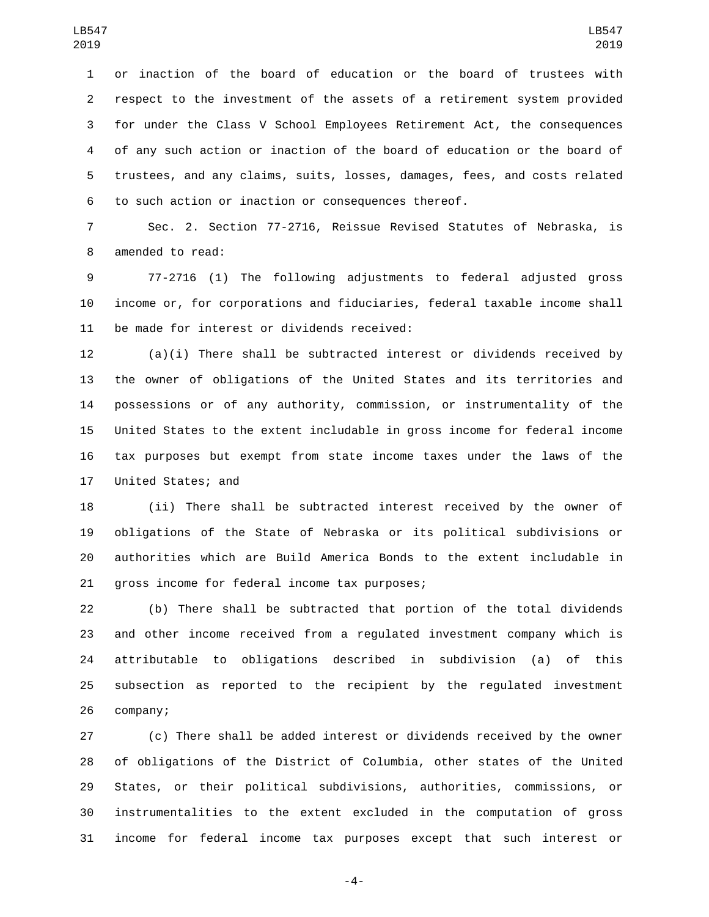or inaction of the board of education or the board of trustees with respect to the investment of the assets of a retirement system provided for under the Class V School Employees Retirement Act, the consequences of any such action or inaction of the board of education or the board of trustees, and any claims, suits, losses, damages, fees, and costs related to such action or inaction or consequences thereof.

Sec. 2. Section 77-2716, Reissue Revised Statutes of Nebraska, is amended to read:

77-2716 (1) The following adjustments to federal adjusted gross income or, for corporations and fiduciaries, federal taxable income shall be made for interest or dividends received:

(a)(i) There shall be subtracted interest or dividends received by the owner of obligations of the United States and its territories and possessions or of any authority, commission, or instrumentality of the United States to the extent includable in gross income for federal income tax purposes but exempt from state income taxes under the laws of the United States; and

(ii) There shall be subtracted interest received by the owner of obligations of the State of Nebraska or its political subdivisions or authorities which are Build America Bonds to the extent includable in gross income for federal income tax purposes;

(b) There shall be subtracted that portion of the total dividends and other income received from a regulated investment company which is attributable to obligations described in subdivision (a) of this subsection as reported to the recipient by the regulated investment company;

(c) There shall be added interest or dividends received by the owner of obligations of the District of Columbia, other states of the United States, or their political subdivisions, authorities, commissions, or instrumentalities to the extent excluded in the computation of gross income for federal income tax purposes except that such interest or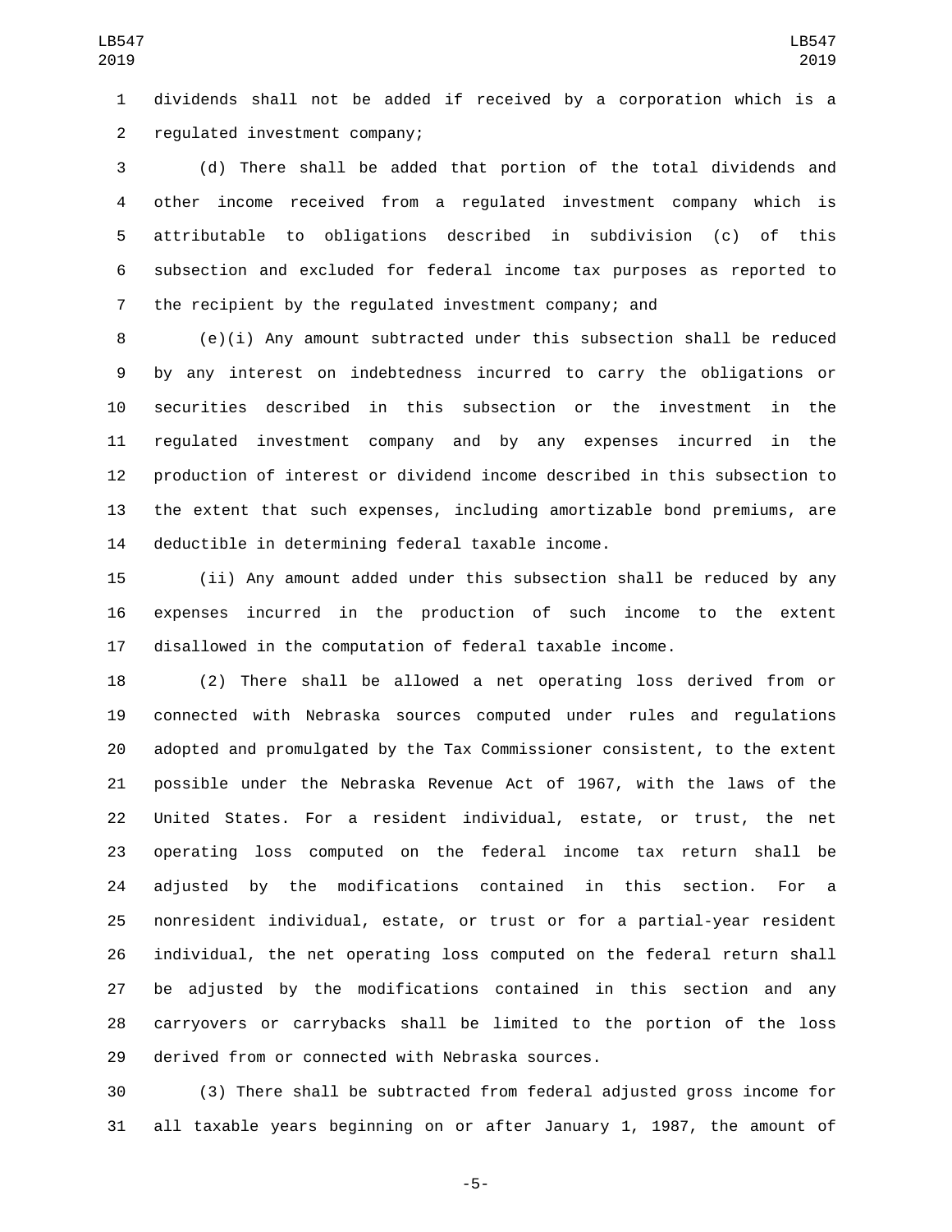dividends shall not be added if received by a corporation which is a regulated investment company;

(d) There shall be added that portion of the total dividends and other income received from a regulated investment company which is attributable to obligations described in subdivision (c) of this subsection and excluded for federal income tax purposes as reported to the recipient by the regulated investment company; and

(e)(i) Any amount subtracted under this subsection shall be reduced by any interest on indebtedness incurred to carry the obligations or securities described in this subsection or the investment in the regulated investment company and by any expenses incurred in the production of interest or dividend income described in this subsection to the extent that such expenses, including amortizable bond premiums, are deductible in determining federal taxable income.

(ii) Any amount added under this subsection shall be reduced by any expenses incurred in the production of such income to the extent disallowed in the computation of federal taxable income.

(2) There shall be allowed a net operating loss derived from or connected with Nebraska sources computed under rules and regulations adopted and promulgated by the Tax Commissioner consistent, to the extent possible under the Nebraska Revenue Act of 1967, with the laws of the United States. For a resident individual, estate, or trust, the net operating loss computed on the federal income tax return shall be adjusted by the modifications contained in this section. For a nonresident individual, estate, or trust or for a partial-year resident individual, the net operating loss computed on the federal return shall be adjusted by the modifications contained in this section and any carryovers or carrybacks shall be limited to the portion of the loss derived from or connected with Nebraska sources.

(3) There shall be subtracted from federal adjusted gross income for all taxable years beginning on or after January 1, 1987, the amount of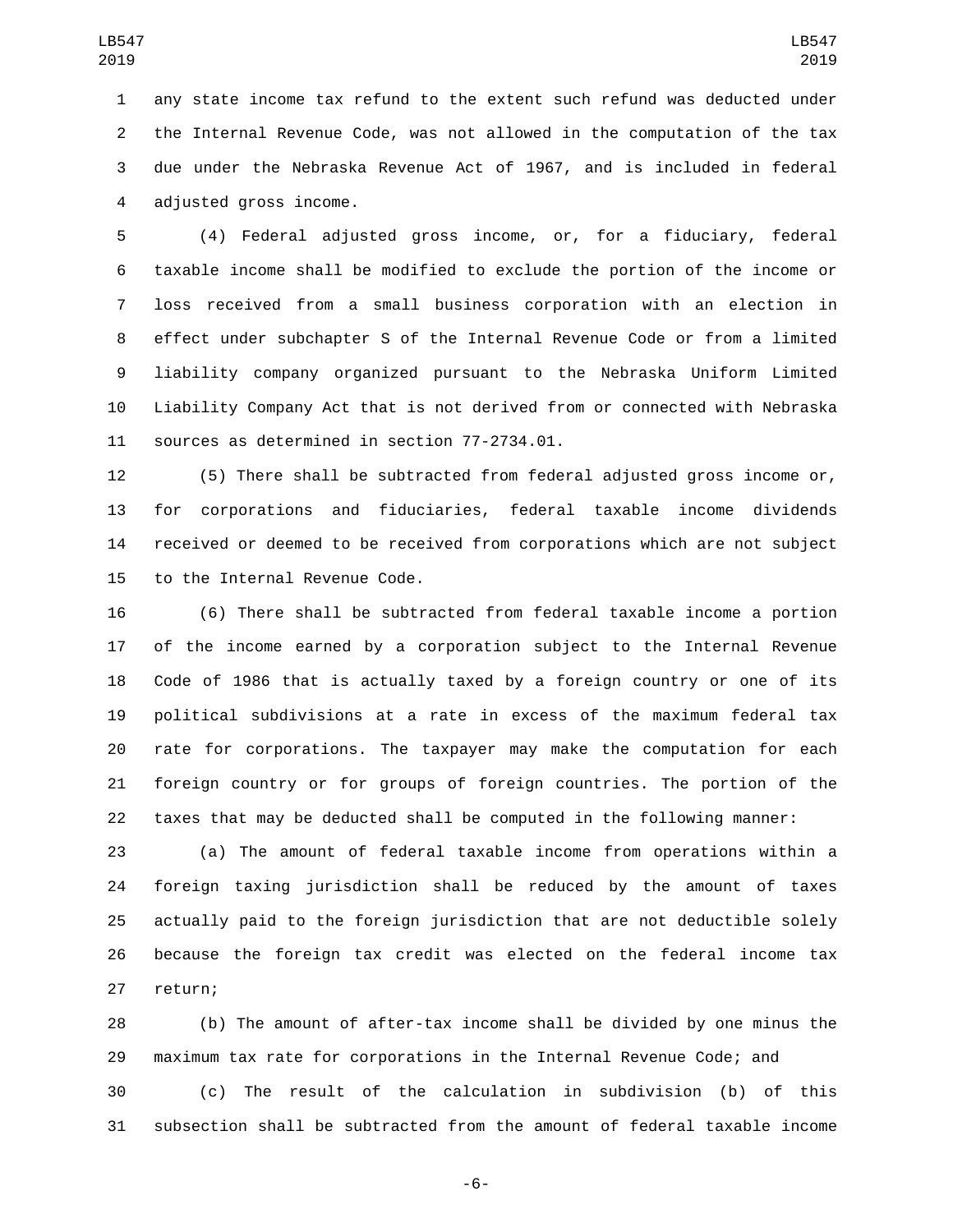any state income tax refund to the extent such refund was deducted under the Internal Revenue Code, was not allowed in the computation of the tax due under the Nebraska Revenue Act of 1967, and is included in federal adjusted gross income.

(4) Federal adjusted gross income, or, for a fiduciary, federal taxable income shall be modified to exclude the portion of the income or loss received from a small business corporation with an election in effect under subchapter S of the Internal Revenue Code or from a limited liability company organized pursuant to the Nebraska Uniform Limited Liability Company Act that is not derived from or connected with Nebraska sources as determined in section 77-2734.01.

(5) There shall be subtracted from federal adjusted gross income or, for corporations and fiduciaries, federal taxable income dividends received or deemed to be received from corporations which are not subject to the Internal Revenue Code.

(6) There shall be subtracted from federal taxable income a portion of the income earned by a corporation subject to the Internal Revenue Code of 1986 that is actually taxed by a foreign country or one of its political subdivisions at a rate in excess of the maximum federal tax rate for corporations. The taxpayer may make the computation for each foreign country or for groups of foreign countries. The portion of the taxes that may be deducted shall be computed in the following manner:

(a) The amount of federal taxable income from operations within a foreign taxing jurisdiction shall be reduced by the amount of taxes actually paid to the foreign jurisdiction that are not deductible solely because the foreign tax credit was elected on the federal income tax return;

(b) The amount of after-tax income shall be divided by one minus the maximum tax rate for corporations in the Internal Revenue Code; and

(c) The result of the calculation in subdivision (b) of this subsection shall be subtracted from the amount of federal taxable income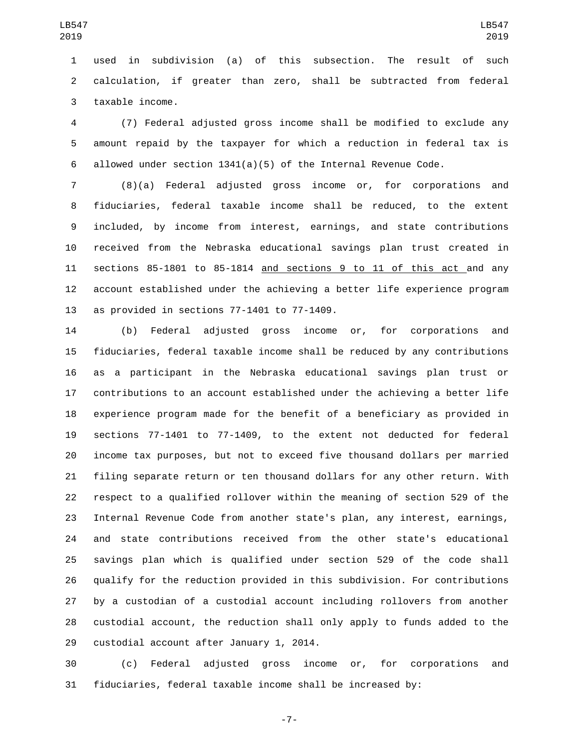used in subdivision (a) of this subsection. The result of such calculation, if greater than zero, shall be subtracted from federal taxable income.

(7) Federal adjusted gross income shall be modified to exclude any amount repaid by the taxpayer for which a reduction in federal tax is allowed under section 1341(a)(5) of the Internal Revenue Code.

(8)(a) Federal adjusted gross income or, for corporations and fiduciaries, federal taxable income shall be reduced, to the extent included, by income from interest, earnings, and state contributions received from the Nebraska educational savings plan trust created in sections 85-1801 to 85-1814 <u>and sections 9 to 11 of this act</u> and any account established under the achieving a better life experience program as provided in sections 77-1401 to 77-1409.

(b) Federal adjusted gross income or, for corporations and fiduciaries, federal taxable income shall be reduced by any contributions as a participant in the Nebraska educational savings plan trust or contributions to an account established under the achieving a better life experience program made for the benefit of a beneficiary as provided in sections 77-1401 to 77-1409, to the extent not deducted for federal income tax purposes, but not to exceed five thousand dollars per married filing separate return or ten thousand dollars for any other return. With respect to a qualified rollover within the meaning of section 529 of the Internal Revenue Code from another state's plan, any interest, earnings, and state contributions received from the other state's educational savings plan which is qualified under section 529 of the code shall qualify for the reduction provided in this subdivision. For contributions by a custodian of a custodial account including rollovers from another custodial account, the reduction shall only apply to funds added to the custodial account after January 1, 2014.

(c) Federal adjusted gross income or, for corporations and fiduciaries, federal taxable income shall be increased by: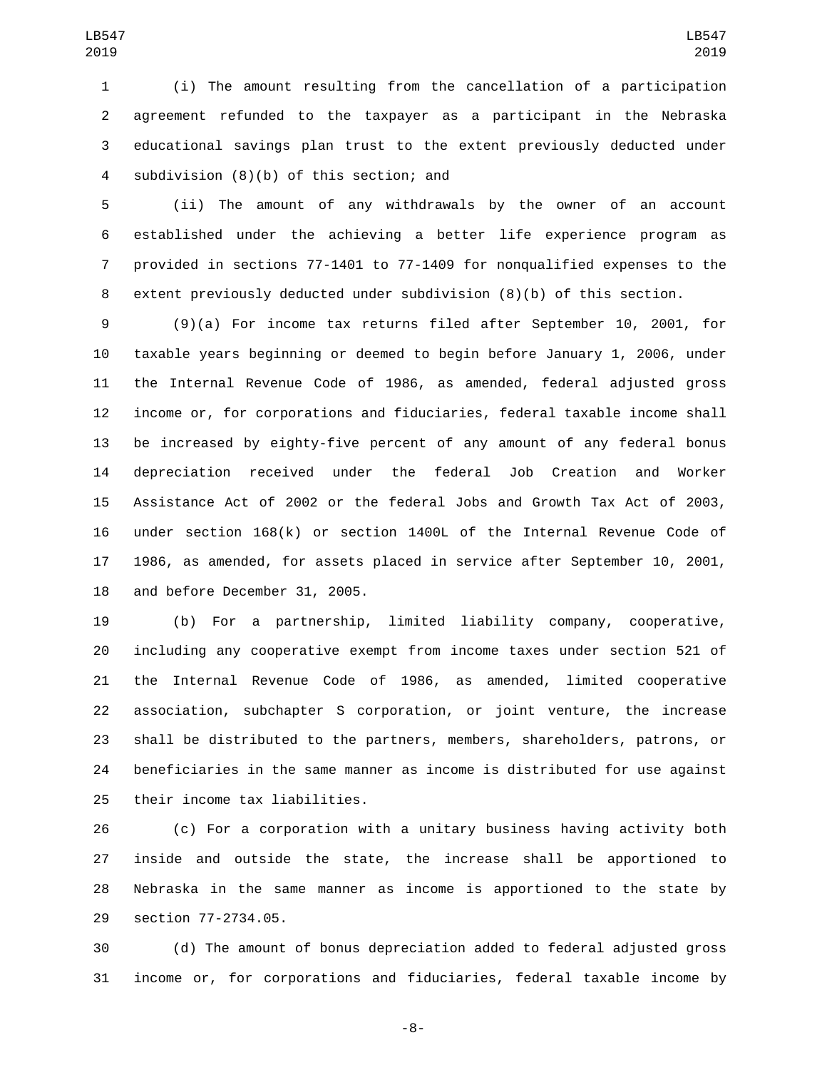(i) The amount resulting from the cancellation of a participation agreement refunded to the taxpayer as a participant in the Nebraska educational savings plan trust to the extent previously deducted under subdivision (8)(b) of this section; and

(ii) The amount of any withdrawals by the owner of an account established under the achieving a better life experience program as provided in sections 77-1401 to 77-1409 for nonqualified expenses to the extent previously deducted under subdivision (8)(b) of this section.

(9)(a) For income tax returns filed after September 10, 2001, for taxable years beginning or deemed to begin before January 1, 2006, under the Internal Revenue Code of 1986, as amended, federal adjusted gross income or, for corporations and fiduciaries, federal taxable income shall be increased by eighty-five percent of any amount of any federal bonus depreciation received under the federal Job Creation and Worker Assistance Act of 2002 or the federal Jobs and Growth Tax Act of 2003, under section 168(k) or section 1400L of the Internal Revenue Code of 1986, as amended, for assets placed in service after September 10, 2001, and before December 31, 2005.

(b) For a partnership, limited liability company, cooperative, including any cooperative exempt from income taxes under section 521 of the Internal Revenue Code of 1986, as amended, limited cooperative association, subchapter S corporation, or joint venture, the increase shall be distributed to the partners, members, shareholders, patrons, or beneficiaries in the same manner as income is distributed for use against their income tax liabilities.

(c) For a corporation with a unitary business having activity both inside and outside the state, the increase shall be apportioned to Nebraska in the same manner as income is apportioned to the state by section 77-2734.05.

(d) The amount of bonus depreciation added to federal adjusted gross income or, for corporations and fiduciaries, federal taxable income by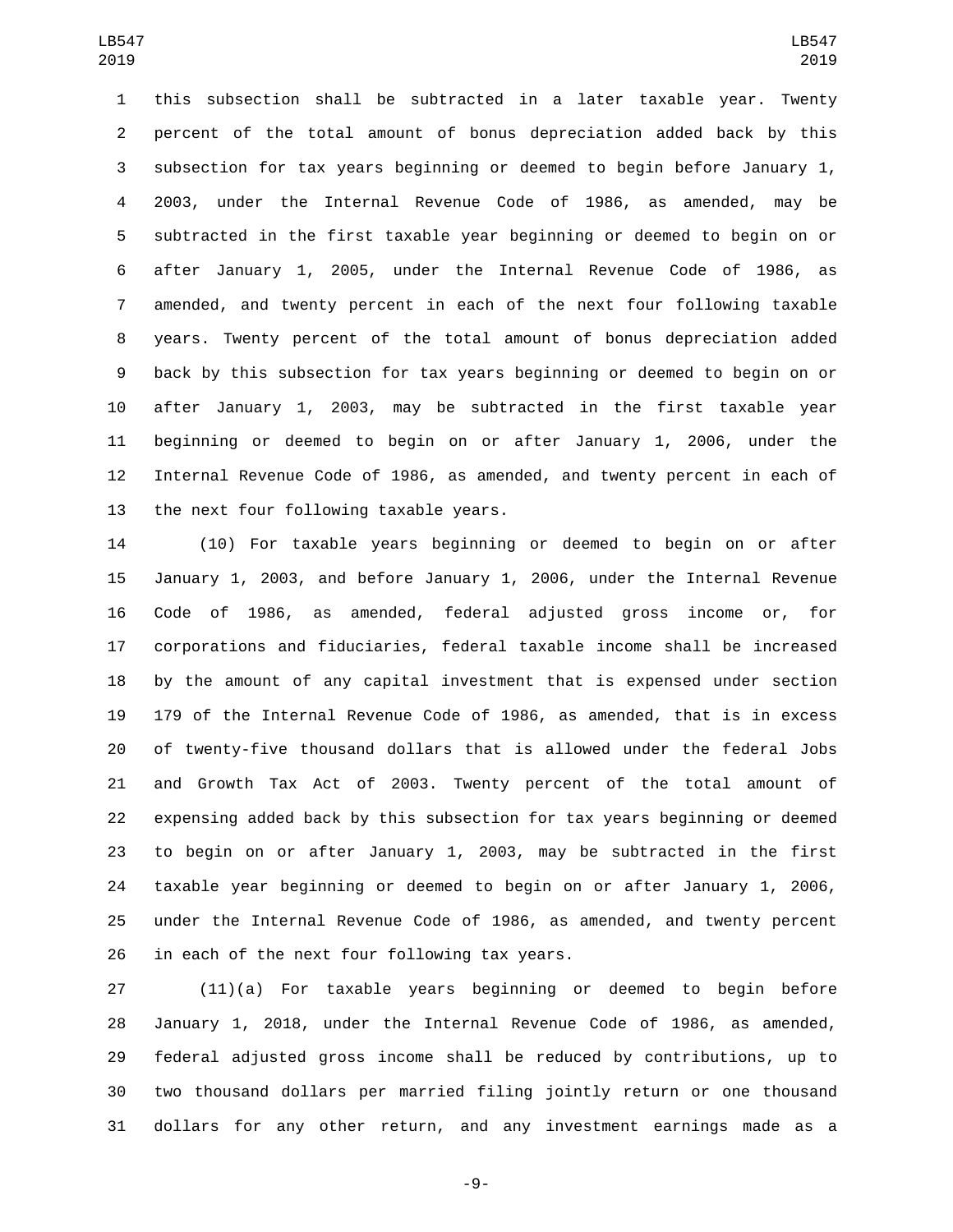this subsection shall be subtracted in a later taxable year. Twenty percent of the total amount of bonus depreciation added back by this subsection for tax years beginning or deemed to begin before January 1, 2003, under the Internal Revenue Code of 1986, as amended, may be subtracted in the first taxable year beginning or deemed to begin on or after January 1, 2005, under the Internal Revenue Code of 1986, as amended, and twenty percent in each of the next four following taxable years. Twenty percent of the total amount of bonus depreciation added back by this subsection for tax years beginning or deemed to begin on or after January 1, 2003, may be subtracted in the first taxable year beginning or deemed to begin on or after January 1, 2006, under the Internal Revenue Code of 1986, as amended, and twenty percent in each of the next four following taxable years.

(10) For taxable years beginning or deemed to begin on or after January 1, 2003, and before January 1, 2006, under the Internal Revenue Code of 1986, as amended, federal adjusted gross income or, for corporations and fiduciaries, federal taxable income shall be increased by the amount of any capital investment that is expensed under section 179 of the Internal Revenue Code of 1986, as amended, that is in excess of twenty-five thousand dollars that is allowed under the federal Jobs and Growth Tax Act of 2003. Twenty percent of the total amount of expensing added back by this subsection for tax years beginning or deemed to begin on or after January 1, 2003, may be subtracted in the first taxable year beginning or deemed to begin on or after January 1, 2006, under the Internal Revenue Code of 1986, as amended, and twenty percent in each of the next four following tax years.

(11)(a) For taxable years beginning or deemed to begin before January 1, 2018, under the Internal Revenue Code of 1986, as amended, federal adjusted gross income shall be reduced by contributions, up to two thousand dollars per married filing jointly return or one thousand dollars for any other return, and any investment earnings made as a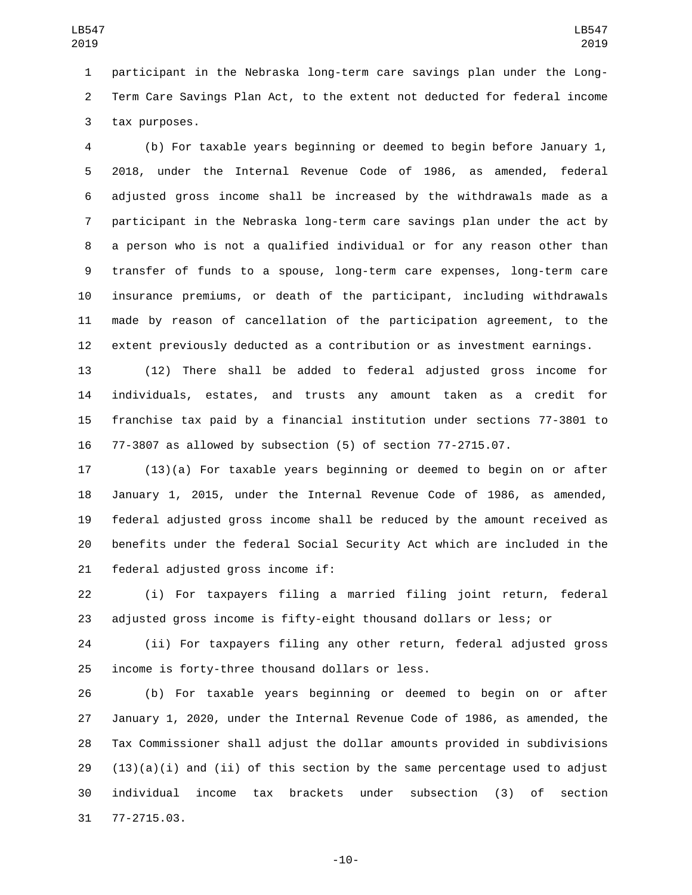participant in the Nebraska long-term care savings plan under the Long-Term Care Savings Plan Act, to the extent not deducted for federal income tax purposes.

(b) For taxable years beginning or deemed to begin before January 1, 2018, under the Internal Revenue Code of 1986, as amended, federal adjusted gross income shall be increased by the withdrawals made as a participant in the Nebraska long-term care savings plan under the act by a person who is not a qualified individual or for any reason other than transfer of funds to a spouse, long-term care expenses, long-term care insurance premiums, or death of the participant, including withdrawals made by reason of cancellation of the participation agreement, to the extent previously deducted as a contribution or as investment earnings.

(12) There shall be added to federal adjusted gross income for individuals, estates, and trusts any amount taken as a credit for franchise tax paid by a financial institution under sections 77-3801 to 77-3807 as allowed by subsection (5) of section 77-2715.07.

(13)(a) For taxable years beginning or deemed to begin on or after January 1, 2015, under the Internal Revenue Code of 1986, as amended, federal adjusted gross income shall be reduced by the amount received as benefits under the federal Social Security Act which are included in the federal adjusted gross income if:

(i) For taxpayers filing a married filing joint return, federal adjusted gross income is fifty-eight thousand dollars or less; or

(ii) For taxpayers filing any other return, federal adjusted gross income is forty-three thousand dollars or less.

(b) For taxable years beginning or deemed to begin on or after January 1, 2020, under the Internal Revenue Code of 1986, as amended, the Tax Commissioner shall adjust the dollar amounts provided in subdivisions (13)(a)(i) and (ii) of this section by the same percentage used to adjust individual income tax brackets under subsection (3) of section 77-2715.03.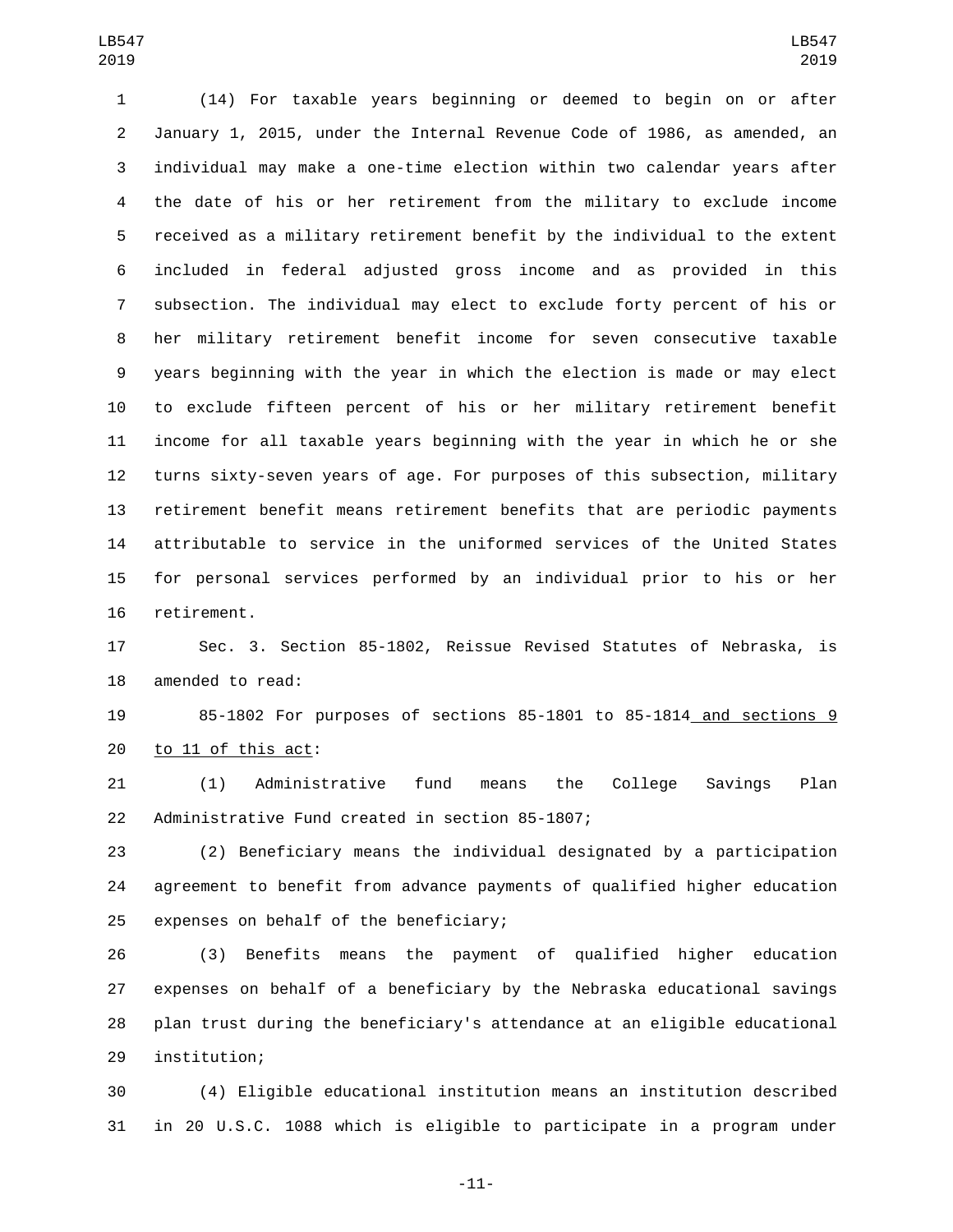(14) For taxable years beginning or deemed to begin on or after January 1, 2015, under the Internal Revenue Code of 1986, as amended, an individual may make a one-time election within two calendar years after the date of his or her retirement from the military to exclude income received as a military retirement benefit by the individual to the extent included in federal adjusted gross income and as provided in this subsection. The individual may elect to exclude forty percent of his or her military retirement benefit income for seven consecutive taxable years beginning with the year in which the election is made or may elect to exclude fifteen percent of his or her military retirement benefit income for all taxable years beginning with the year in which he or she turns sixty-seven years of age. For purposes of this subsection, military retirement benefit means retirement benefits that are periodic payments attributable to service in the uniformed services of the United States for personal services performed by an individual prior to his or her retirement.

Sec. 3. Section 85-1802, Reissue Revised Statutes of Nebraska, is amended to read:

85-1802 For purposes of sections 85-1801 to 85-1814 and sections 9 to 11 of this act:

(1) Administrative fund means the College Savings Plan Administrative Fund created in section 85-1807;

(2) Beneficiary means the individual designated by a participation agreement to benefit from advance payments of qualified higher education expenses on behalf of the beneficiary;

(3) Benefits means the payment of qualified higher education expenses on behalf of a beneficiary by the Nebraska educational savings plan trust during the beneficiary's attendance at an eligible educational institution;

(4) Eligible educational institution means an institution described in 20 U.S.C. 1088 which is eligible to participate in a program under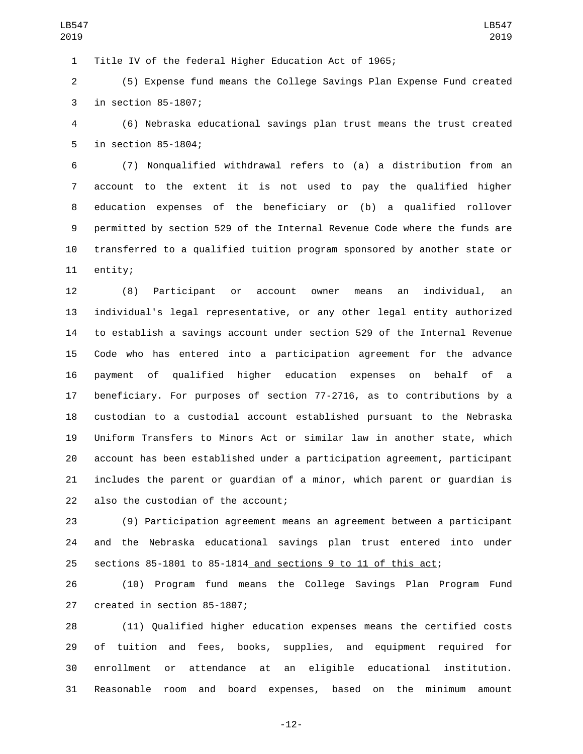Title IV of the federal Higher Education Act of 1965;

(5) Expense fund means the College Savings Plan Expense Fund created in section 85-1807;

(6) Nebraska educational savings plan trust means the trust created in section 85-1804;

(7) Nonqualified withdrawal refers to (a) a distribution from an account to the extent it is not used to pay the qualified higher education expenses of the beneficiary or (b) a qualified rollover permitted by section 529 of the Internal Revenue Code where the funds are transferred to a qualified tuition program sponsored by another state or entity;

(8) Participant or account owner means an individual, an individual's legal representative, or any other legal entity authorized to establish a savings account under section 529 of the Internal Revenue Code who has entered into a participation agreement for the advance payment of qualified higher education expenses on behalf of a beneficiary. For purposes of section 77-2716, as to contributions by a custodian to a custodial account established pursuant to the Nebraska Uniform Transfers to Minors Act or similar law in another state, which account has been established under a participation agreement, participant includes the parent or guardian of a minor, which parent or guardian is also the custodian of the account;

(9) Participation agreement means an agreement between a participant and the Nebraska educational savings plan trust entered into under sections 85-1801 to 85-1814 and sections 9 to 11 of this act;

(10) Program fund means the College Savings Plan Program Fund created in section 85-1807;

(11) Qualified higher education expenses means the certified costs of tuition and fees, books, supplies, and equipment required for enrollment or attendance at an eligible educational institution. Reasonable room and board expenses, based on the minimum amount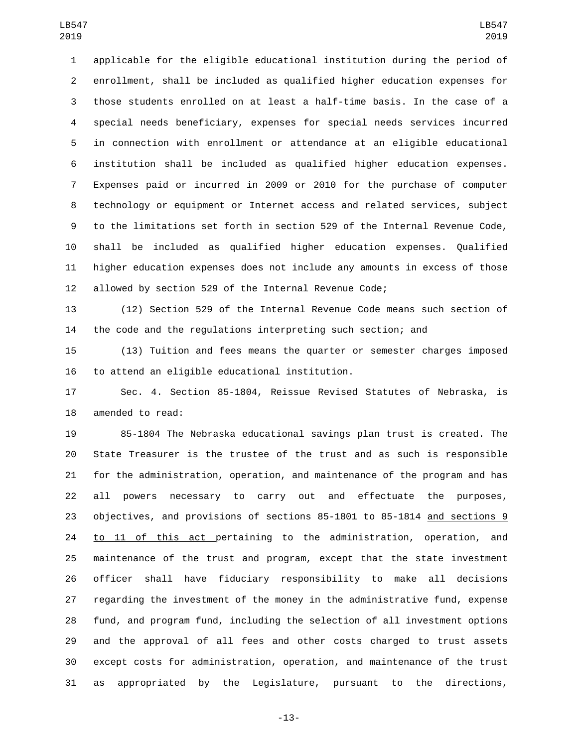applicable for the eligible educational institution during the period of enrollment, shall be included as qualified higher education expenses for those students enrolled on at least a half-time basis. In the case of a special needs beneficiary, expenses for special needs services incurred in connection with enrollment or attendance at an eligible educational institution shall be included as qualified higher education expenses. Expenses paid or incurred in 2009 or 2010 for the purchase of computer technology or equipment or Internet access and related services, subject to the limitations set forth in section 529 of the Internal Revenue Code, shall be included as qualified higher education expenses. Qualified higher education expenses does not include any amounts in excess of those allowed by section 529 of the Internal Revenue Code;

(12) Section 529 of the Internal Revenue Code means such section of the code and the regulations interpreting such section; and

(13) Tuition and fees means the quarter or semester charges imposed to attend an eligible educational institution.

Sec. 4. Section 85-1804, Reissue Revised Statutes of Nebraska, is amended to read:

85-1804 The Nebraska educational savings plan trust is created. The State Treasurer is the trustee of the trust and as such is responsible for the administration, operation, and maintenance of the program and has all powers necessary to carry out and effectuate the purposes, objectives, and provisions of sections 85-1801 to 85-1814 <u>and sections 9 to 11 of this act</u> pertaining to the administration, operation, and maintenance of the trust and program, except that the state investment officer shall have fiduciary responsibility to make all decisions regarding the investment of the money in the administrative fund, expense fund, and program fund, including the selection of all investment options and the approval of all fees and other costs charged to trust assets except costs for administration, operation, and maintenance of the trust as appropriated by the Legislature, pursuant to the directions,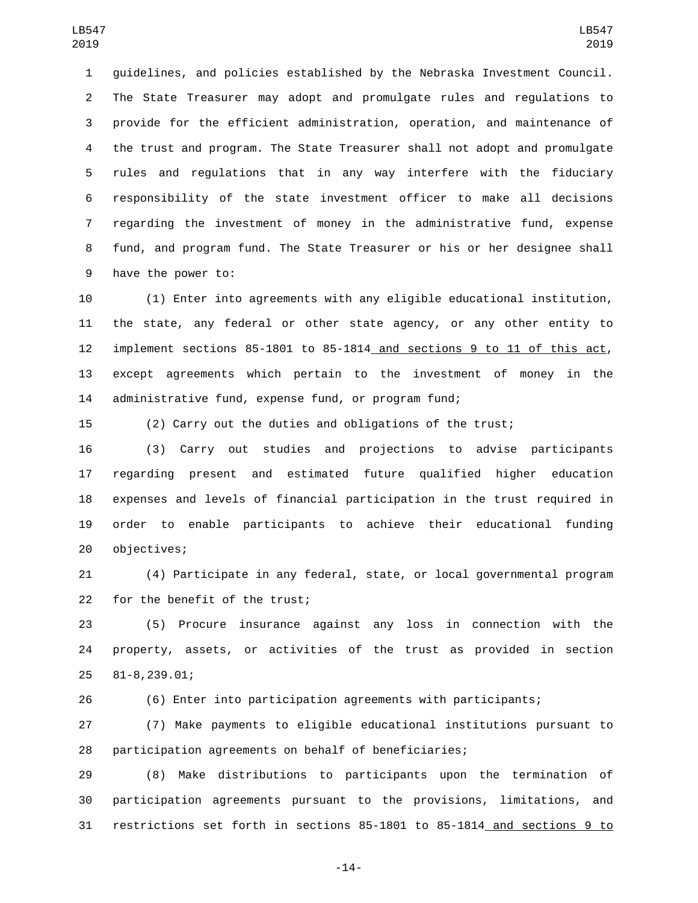guidelines, and policies established by the Nebraska Investment Council. The State Treasurer may adopt and promulgate rules and regulations to provide for the efficient administration, operation, and maintenance of the trust and program. The State Treasurer shall not adopt and promulgate rules and regulations that in any way interfere with the fiduciary responsibility of the state investment officer to make all decisions regarding the investment of money in the administrative fund, expense fund, and program fund. The State Treasurer or his or her designee shall have the power to:

(1) Enter into agreements with any eligible educational institution, the state, any federal or other state agency, or any other entity to implement sections 85-1801 to 85-1814 and sections 9 to 11 of this act, except agreements which pertain to the investment of money in the administrative fund, expense fund, or program fund;

(2) Carry out the duties and obligations of the trust;

(3) Carry out studies and projections to advise participants regarding present and estimated future qualified higher education expenses and levels of financial participation in the trust required in order to enable participants to achieve their educational funding objectives;

(4) Participate in any federal, state, or local governmental program for the benefit of the trust;

(5) Procure insurance against any loss in connection with the property, assets, or activities of the trust as provided in section 81-8,239.01;

(6) Enter into participation agreements with participants;

(7) Make payments to eligible educational institutions pursuant to participation agreements on behalf of beneficiaries;

(8) Make distributions to participants upon the termination of participation agreements pursuant to the provisions, limitations, and restrictions set forth in sections 85-1801 to 85-1814 and sections 9 to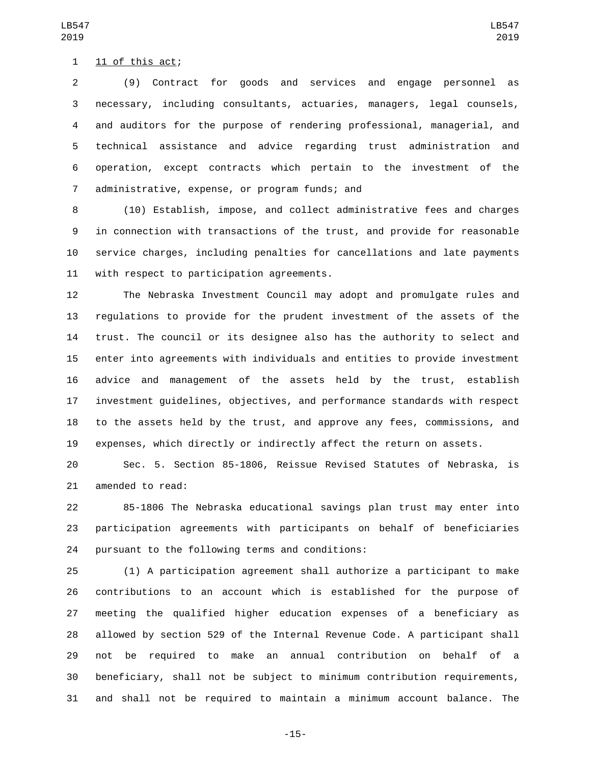11 of this act;

(9) Contract for goods and services and engage personnel as necessary, including consultants, actuaries, managers, legal counsels, and auditors for the purpose of rendering professional, managerial, and technical assistance and advice regarding trust administration and operation, except contracts which pertain to the investment of the administrative, expense, or program funds; and

(10) Establish, impose, and collect administrative fees and charges in connection with transactions of the trust, and provide for reasonable service charges, including penalties for cancellations and late payments with respect to participation agreements.

The Nebraska Investment Council may adopt and promulgate rules and regulations to provide for the prudent investment of the assets of the trust. The council or its designee also has the authority to select and enter into agreements with individuals and entities to provide investment advice and management of the assets held by the trust, establish investment guidelines, objectives, and performance standards with respect to the assets held by the trust, and approve any fees, commissions, and expenses, which directly or indirectly affect the return on assets.

Sec. 5. Section 85-1806, Reissue Revised Statutes of Nebraska, is amended to read:

85-1806 The Nebraska educational savings plan trust may enter into participation agreements with participants on behalf of beneficiaries pursuant to the following terms and conditions:

(1) A participation agreement shall authorize a participant to make contributions to an account which is established for the purpose of meeting the qualified higher education expenses of a beneficiary as allowed by section 529 of the Internal Revenue Code. A participant shall not be required to make an annual contribution on behalf of a beneficiary, shall not be subject to minimum contribution requirements, and shall not be required to maintain a minimum account balance. The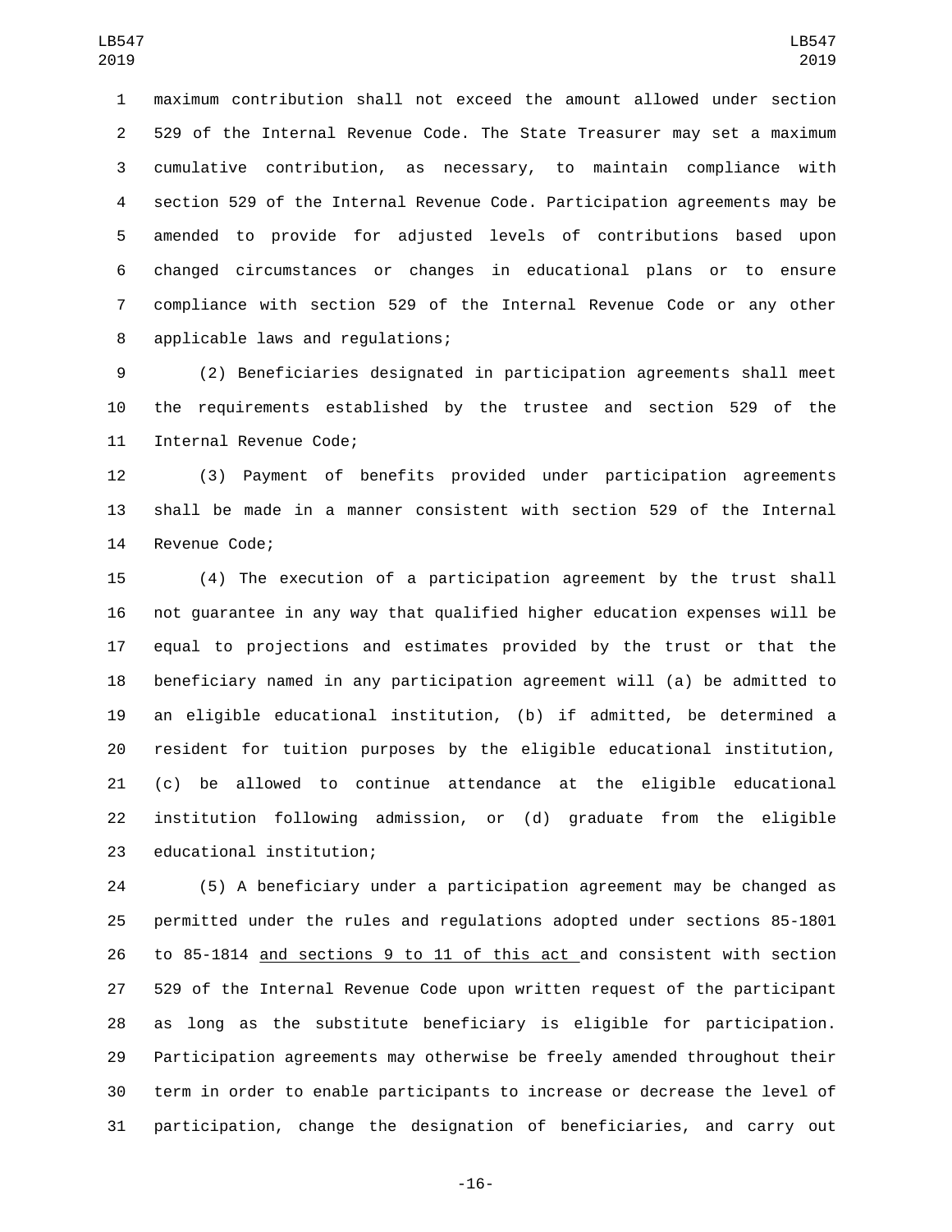maximum contribution shall not exceed the amount allowed under section 529 of the Internal Revenue Code. The State Treasurer may set a maximum cumulative contribution, as necessary, to maintain compliance with section 529 of the Internal Revenue Code. Participation agreements may be amended to provide for adjusted levels of contributions based upon changed circumstances or changes in educational plans or to ensure compliance with section 529 of the Internal Revenue Code or any other applicable laws and regulations;

(2) Beneficiaries designated in participation agreements shall meet the requirements established by the trustee and section 529 of the Internal Revenue Code;

(3) Payment of benefits provided under participation agreements shall be made in a manner consistent with section 529 of the Internal Revenue Code;

(4) The execution of a participation agreement by the trust shall not guarantee in any way that qualified higher education expenses will be equal to projections and estimates provided by the trust or that the beneficiary named in any participation agreement will (a) be admitted to an eligible educational institution, (b) if admitted, be determined a resident for tuition purposes by the eligible educational institution, (c) be allowed to continue attendance at the eligible educational institution following admission, or (d) graduate from the eligible educational institution;

(5) A beneficiary under a participation agreement may be changed as permitted under the rules and regulations adopted under sections 85-1801 to 85-1814 and sections 9 to 11 of this act and consistent with section 529 of the Internal Revenue Code upon written request of the participant as long as the substitute beneficiary is eligible for participation. Participation agreements may otherwise be freely amended throughout their term in order to enable participants to increase or decrease the level of participation, change the designation of beneficiaries, and carry out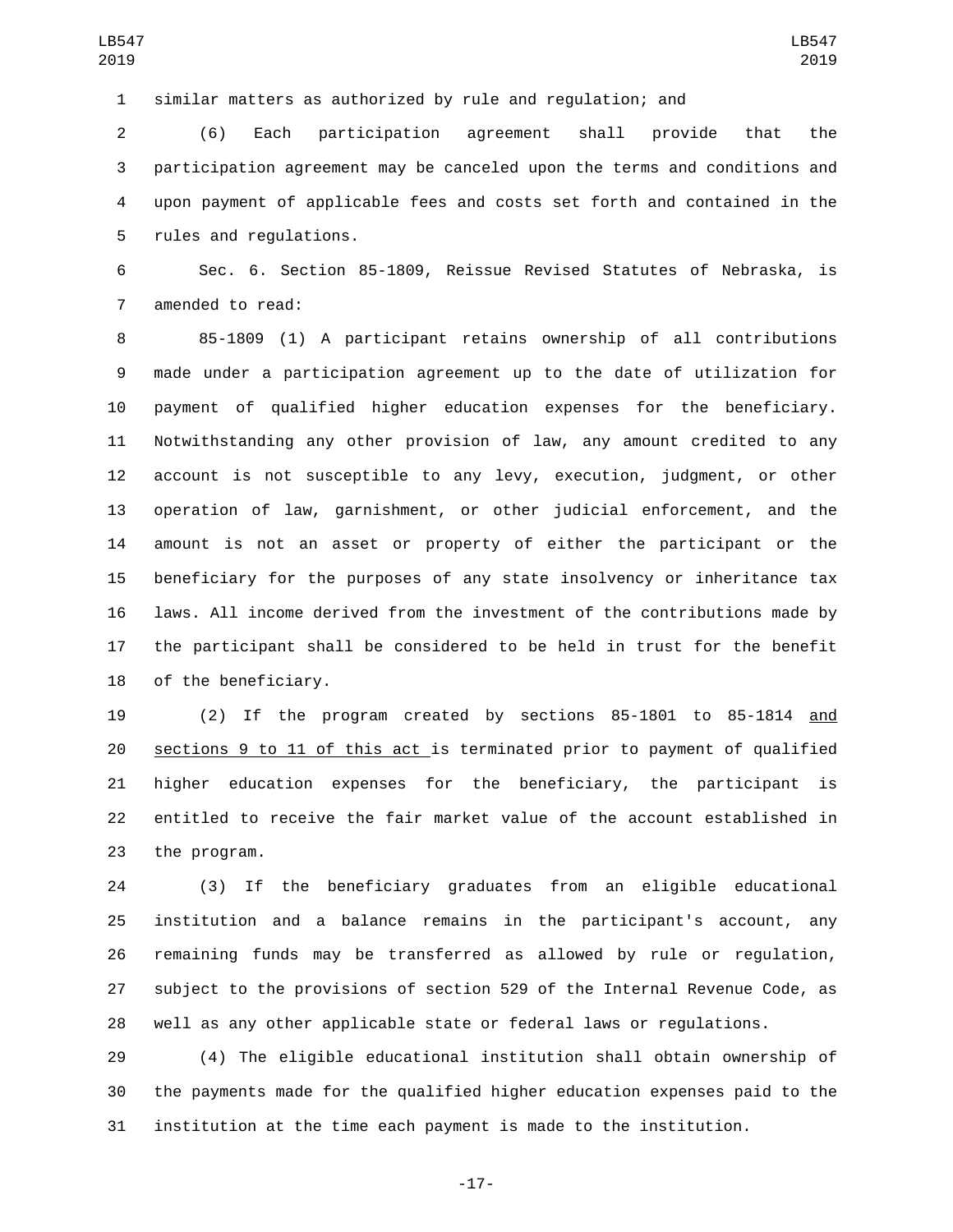similar matters as authorized by rule and regulation; and

(6) Each participation agreement shall provide that the participation agreement may be canceled upon the terms and conditions and upon payment of applicable fees and costs set forth and contained in the rules and regulations.

Sec. 6. Section 85-1809, Reissue Revised Statutes of Nebraska, is amended to read:

85-1809 (1) A participant retains ownership of all contributions made under a participation agreement up to the date of utilization for payment of qualified higher education expenses for the beneficiary. Notwithstanding any other provision of law, any amount credited to any account is not susceptible to any levy, execution, judgment, or other operation of law, garnishment, or other judicial enforcement, and the amount is not an asset or property of either the participant or the beneficiary for the purposes of any state insolvency or inheritance tax laws. All income derived from the investment of the contributions made by the participant shall be considered to be held in trust for the benefit of the beneficiary.

(2) If the program created by sections 85-1801 to 85-1814 and sections 9 to 11 of this act is terminated prior to payment of qualified higher education expenses for the beneficiary, the participant is entitled to receive the fair market value of the account established in the program.

(3) If the beneficiary graduates from an eligible educational institution and a balance remains in the participant's account, any remaining funds may be transferred as allowed by rule or regulation, subject to the provisions of section 529 of the Internal Revenue Code, as well as any other applicable state or federal laws or regulations.

(4) The eligible educational institution shall obtain ownership of the payments made for the qualified higher education expenses paid to the institution at the time each payment is made to the institution.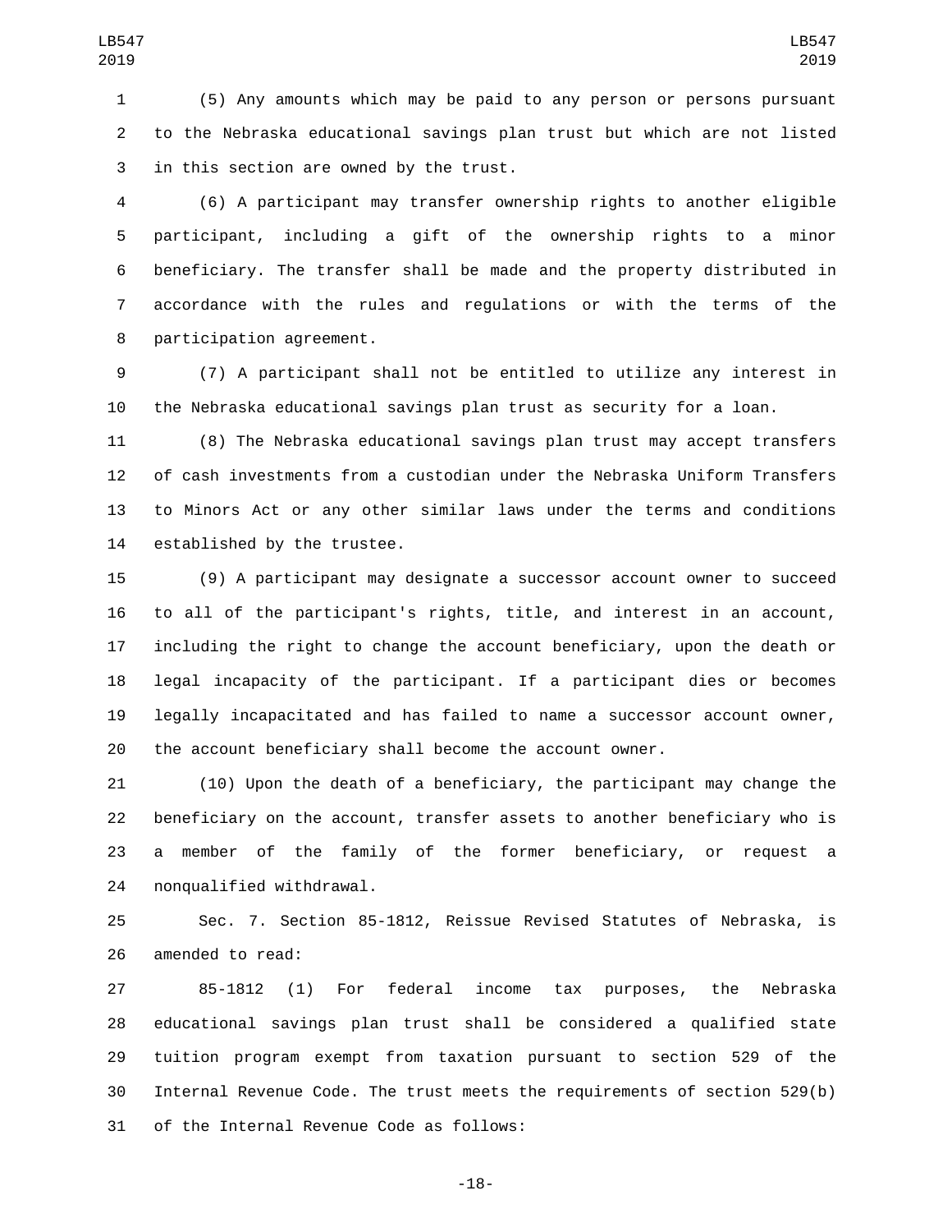(5) Any amounts which may be paid to any person or persons pursuant to the Nebraska educational savings plan trust but which are not listed in this section are owned by the trust.

(6) A participant may transfer ownership rights to another eligible participant, including a gift of the ownership rights to a minor beneficiary. The transfer shall be made and the property distributed in accordance with the rules and regulations or with the terms of the participation agreement.

(7) A participant shall not be entitled to utilize any interest in the Nebraska educational savings plan trust as security for a loan.

(8) The Nebraska educational savings plan trust may accept transfers of cash investments from a custodian under the Nebraska Uniform Transfers to Minors Act or any other similar laws under the terms and conditions established by the trustee.

(9) A participant may designate a successor account owner to succeed to all of the participant's rights, title, and interest in an account, including the right to change the account beneficiary, upon the death or legal incapacity of the participant. If a participant dies or becomes legally incapacitated and has failed to name a successor account owner, the account beneficiary shall become the account owner.

(10) Upon the death of a beneficiary, the participant may change the beneficiary on the account, transfer assets to another beneficiary who is a member of the family of the former beneficiary, or request a nonqualified withdrawal.

Sec. 7. Section 85-1812, Reissue Revised Statutes of Nebraska, is amended to read:

85-1812 (1) For federal income tax purposes, the Nebraska educational savings plan trust shall be considered a qualified state tuition program exempt from taxation pursuant to section 529 of the Internal Revenue Code. The trust meets the requirements of section 529(b) of the Internal Revenue Code as follows: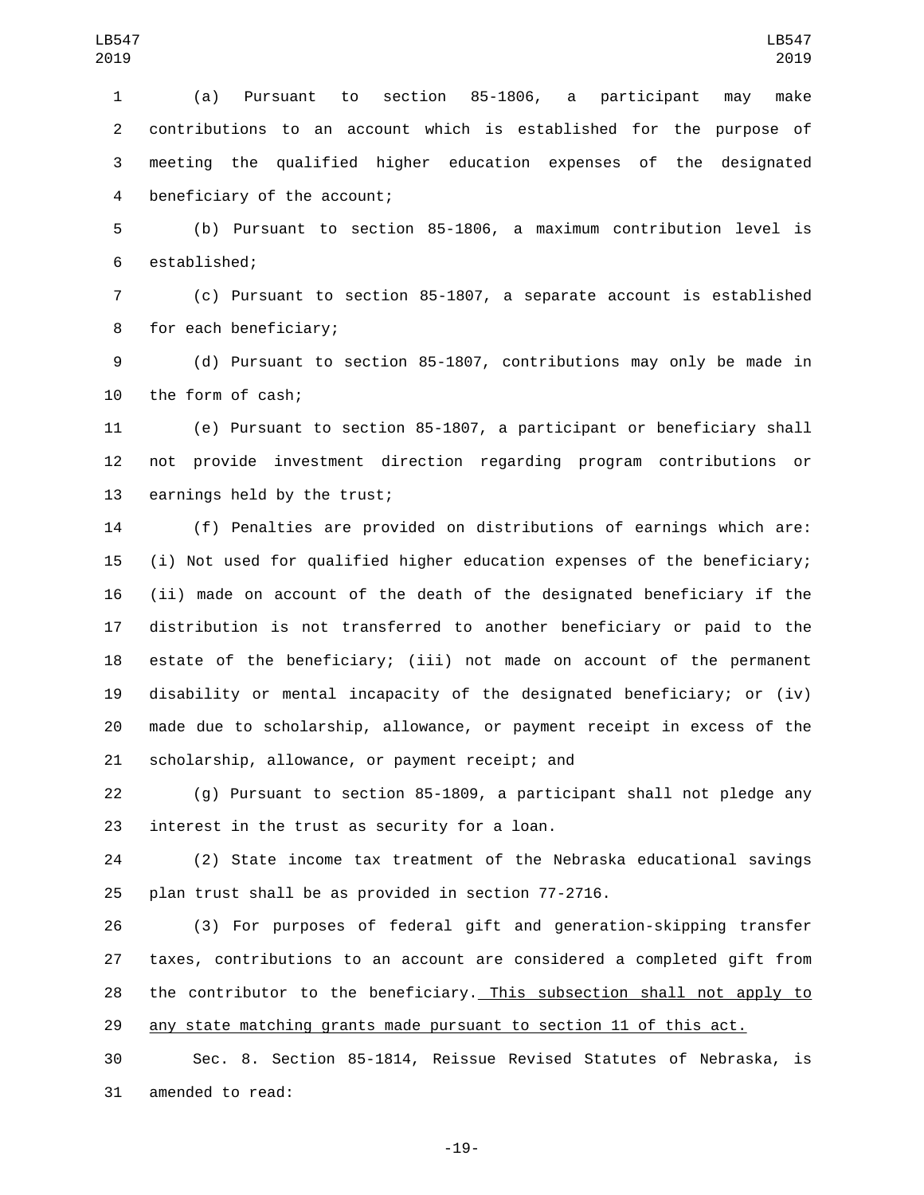(a) Pursuant to section 85-1806, a participant may make contributions to an account which is established for the purpose of meeting the qualified higher education expenses of the designated beneficiary of the account;

(b) Pursuant to section 85-1806, a maximum contribution level is established;

(c) Pursuant to section 85-1807, a separate account is established for each beneficiary;

(d) Pursuant to section 85-1807, contributions may only be made in the form of cash;

(e) Pursuant to section 85-1807, a participant or beneficiary shall not provide investment direction regarding program contributions or earnings held by the trust;

(f) Penalties are provided on distributions of earnings which are: (i) Not used for qualified higher education expenses of the beneficiary; (ii) made on account of the death of the designated beneficiary if the distribution is not transferred to another beneficiary or paid to the estate of the beneficiary; (iii) not made on account of the permanent disability or mental incapacity of the designated beneficiary; or (iv) made due to scholarship, allowance, or payment receipt in excess of the scholarship, allowance, or payment receipt; and

(g) Pursuant to section 85-1809, a participant shall not pledge any interest in the trust as security for a loan.

(2) State income tax treatment of the Nebraska educational savings plan trust shall be as provided in section 77-2716.

(3) For purposes of federal gift and generation-skipping transfer taxes, contributions to an account are considered a completed gift from the contributor to the beneficiary. This subsection shall not apply to any state matching grants made pursuant to section 11 of this act.

Sec. 8. Section 85-1814, Reissue Revised Statutes of Nebraska, is amended to read: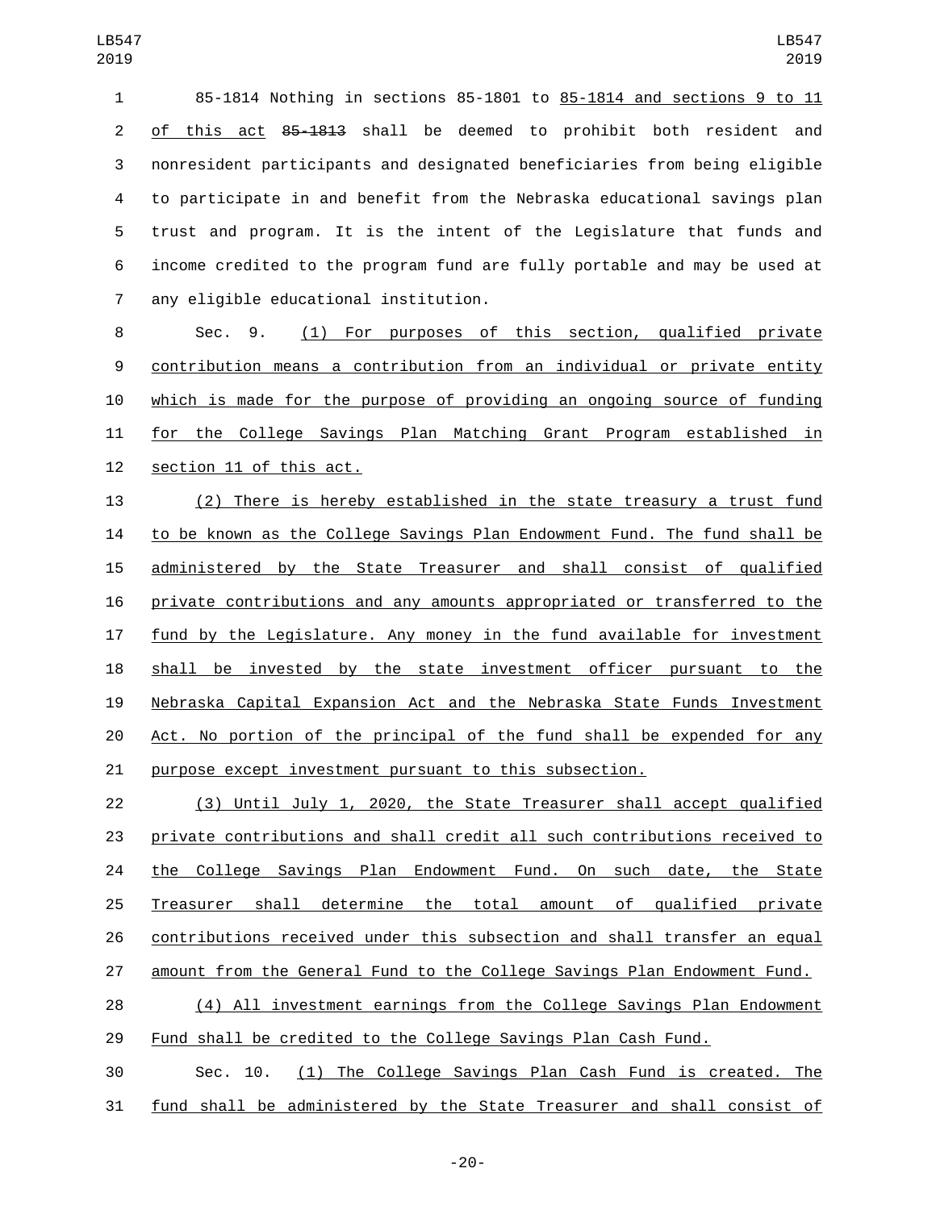85-1814 Nothing in sections 85-1801 to 85-1814 and sections 9 to 11 of this act ~~85-1813~~ shall be deemed to prohibit both resident and nonresident participants and designated beneficiaries from being eligible to participate in and benefit from the Nebraska educational savings plan trust and program. It is the intent of the Legislature that funds and income credited to the program fund are fully portable and may be used at any eligible educational institution.

Sec. 9. (1) For purposes of this section, qualified private contribution means a contribution from an individual or private entity which is made for the purpose of providing an ongoing source of funding for the College Savings Plan Matching Grant Program established in section 11 of this act.

(2) There is hereby established in the state treasury a trust fund to be known as the College Savings Plan Endowment Fund. The fund shall be administered by the State Treasurer and shall consist of qualified private contributions and any amounts appropriated or transferred to the fund by the Legislature. Any money in the fund available for investment shall be invested by the state investment officer pursuant to the Nebraska Capital Expansion Act and the Nebraska State Funds Investment Act. No portion of the principal of the fund shall be expended for any purpose except investment pursuant to this subsection.

(3) Until July 1, 2020, the State Treasurer shall accept qualified private contributions and shall credit all such contributions received to the College Savings Plan Endowment Fund. On such date, the State Treasurer shall determine the total amount of qualified private contributions received under this subsection and shall transfer an equal amount from the General Fund to the College Savings Plan Endowment Fund.

(4) All investment earnings from the College Savings Plan Endowment Fund shall be credited to the College Savings Plan Cash Fund.

Sec. 10. (1) The College Savings Plan Cash Fund is created. The fund shall be administered by the State Treasurer and shall consist of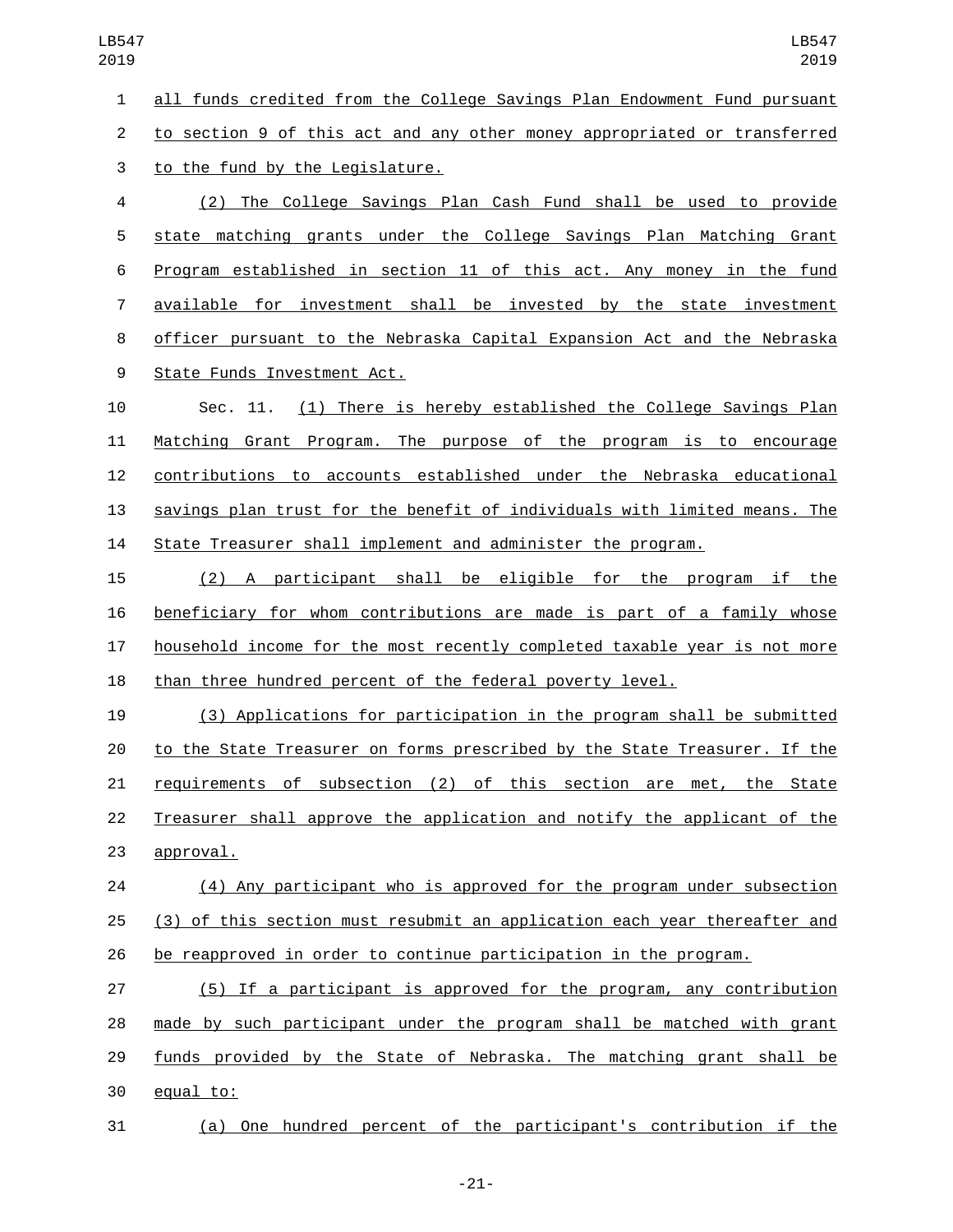all funds credited from the College Savings Plan Endowment Fund pursuant to section 9 of this act and any other money appropriated or transferred to the fund by the Legislature.

(2) The College Savings Plan Cash Fund shall be used to provide state matching grants under the College Savings Plan Matching Grant Program established in section 11 of this act. Any money in the fund available for investment shall be invested by the state investment officer pursuant to the Nebraska Capital Expansion Act and the Nebraska State Funds Investment Act.

Sec. 11. (1) There is hereby established the College Savings Plan Matching Grant Program. The purpose of the program is to encourage contributions to accounts established under the Nebraska educational savings plan trust for the benefit of individuals with limited means. The State Treasurer shall implement and administer the program.

(2) A participant shall be eligible for the program if the beneficiary for whom contributions are made is part of a family whose household income for the most recently completed taxable year is not more than three hundred percent of the federal poverty level.

(3) Applications for participation in the program shall be submitted to the State Treasurer on forms prescribed by the State Treasurer. If the requirements of subsection (2) of this section are met, the State Treasurer shall approve the application and notify the applicant of the approval.

(4) Any participant who is approved for the program under subsection (3) of this section must resubmit an application each year thereafter and be reapproved in order to continue participation in the program.

(5) If a participant is approved for the program, any contribution made by such participant under the program shall be matched with grant funds provided by the State of Nebraska. The matching grant shall be equal to:

(a) One hundred percent of the participant's contribution if the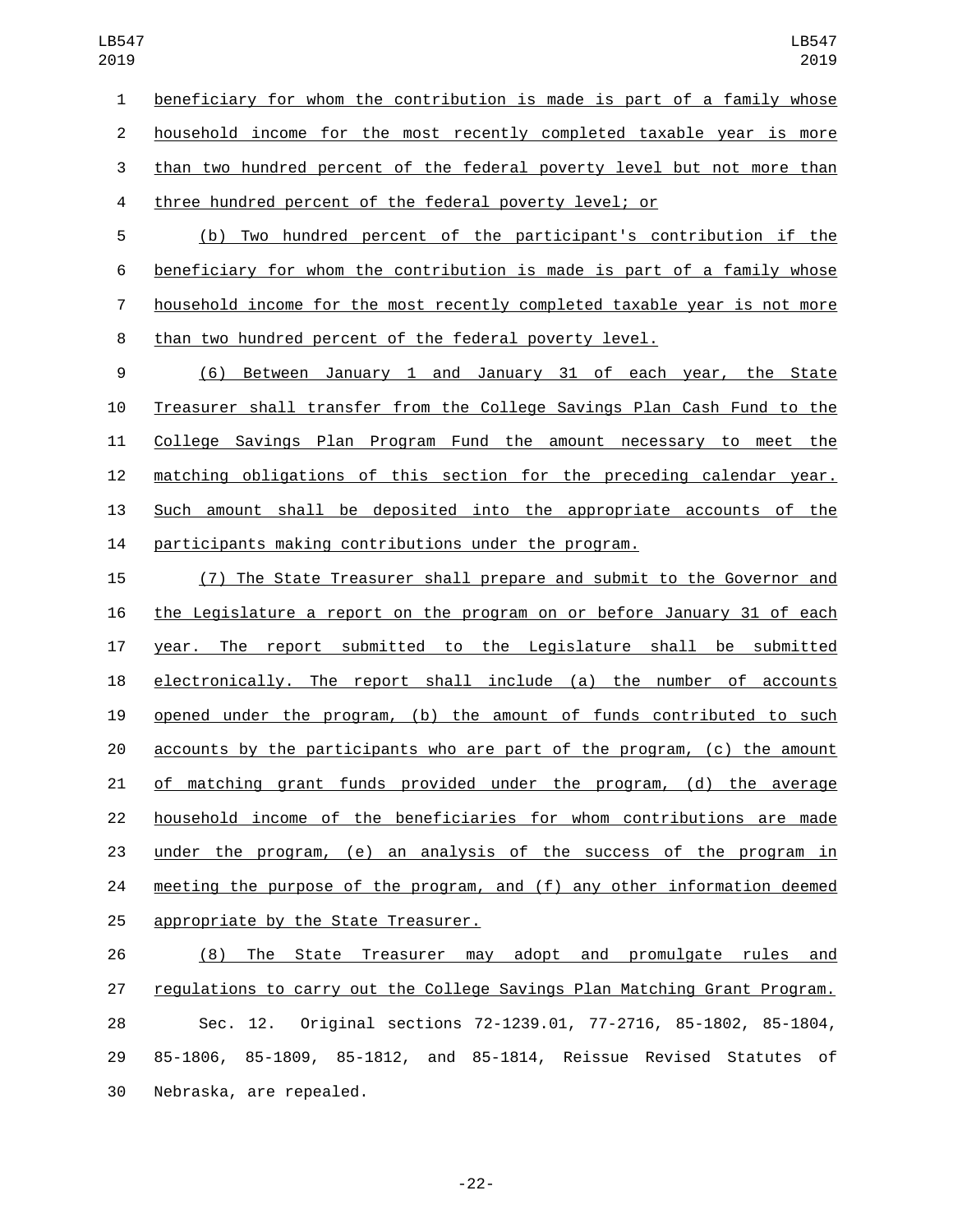beneficiary for whom the contribution is made is part of a family whose household income for the most recently completed taxable year is more than two hundred percent of the federal poverty level but not more than three hundred percent of the federal poverty level; or

(b) Two hundred percent of the participant's contribution if the beneficiary for whom the contribution is made is part of a family whose household income for the most recently completed taxable year is not more than two hundred percent of the federal poverty level.

(6) Between January 1 and January 31 of each year, the State Treasurer shall transfer from the College Savings Plan Cash Fund to the College Savings Plan Program Fund the amount necessary to meet the matching obligations of this section for the preceding calendar year. Such amount shall be deposited into the appropriate accounts of the participants making contributions under the program.

(7) The State Treasurer shall prepare and submit to the Governor and the Legislature a report on the program on or before January 31 of each year. The report submitted to the Legislature shall be submitted electronically. The report shall include (a) the number of accounts opened under the program, (b) the amount of funds contributed to such accounts by the participants who are part of the program, (c) the amount of matching grant funds provided under the program, (d) the average household income of the beneficiaries for whom contributions are made under the program, (e) an analysis of the success of the program in meeting the purpose of the program, and (f) any other information deemed appropriate by the State Treasurer.

(8) The State Treasurer may adopt and promulgate rules and regulations to carry out the College Savings Plan Matching Grant Program.

Sec. 12. Original sections 72-1239.01, 77-2716, 85-1802, 85-1804, 85-1806, 85-1809, 85-1812, and 85-1814, Reissue Revised Statutes of Nebraska, are repealed.